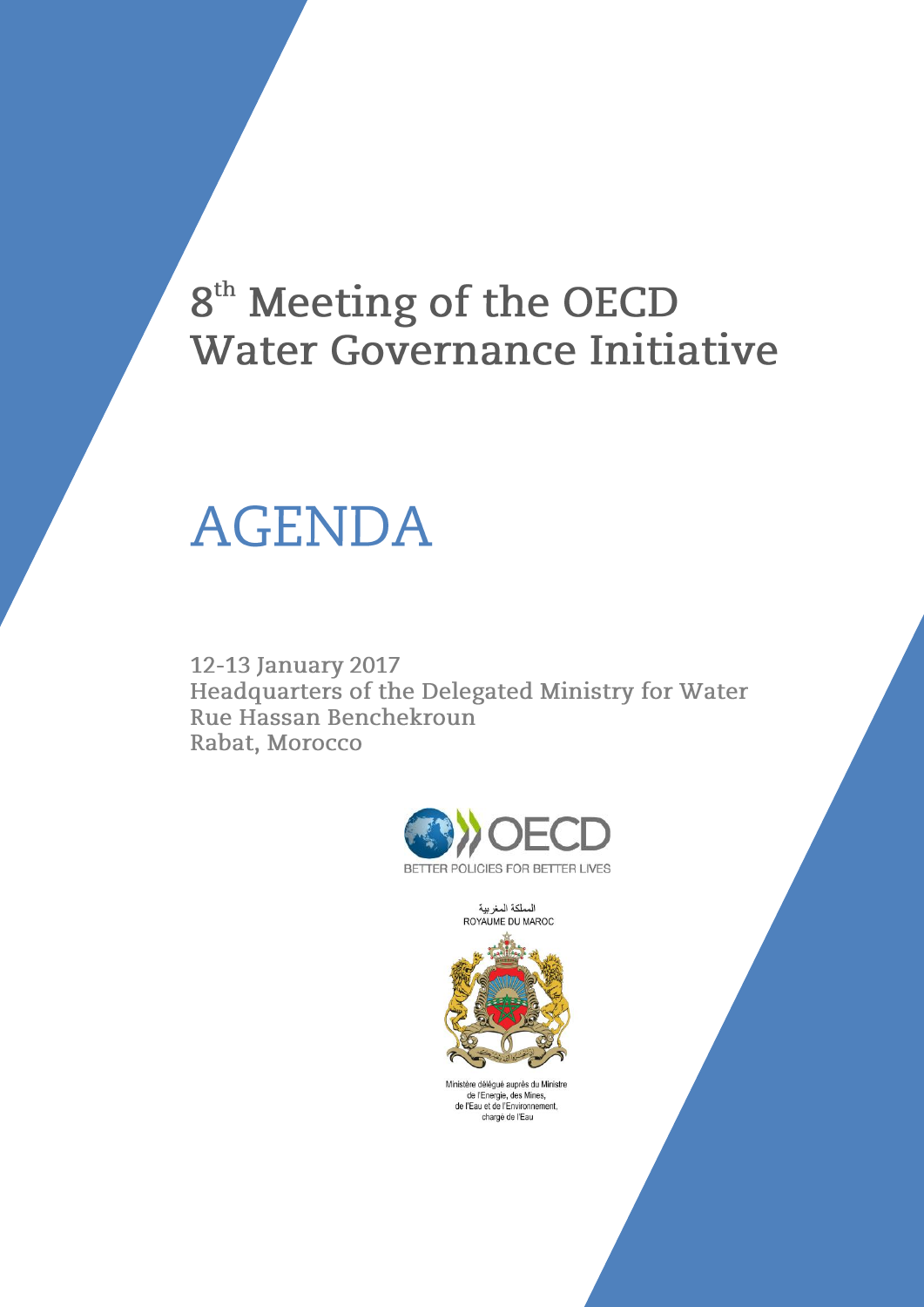# 8th Meeting of the OECD Water Governance Initiative

# AGENDA

12-13 January 2017
Headquarters of the Delegated Ministry for Water
Rue Hassan Benchekroun
Rabat, Morocco

OECD
BETTER POLICIES FOR BETTER LIVES

المملكة المغربية
ROYAUME DU MAROC

Ministère délégué auprès du Ministre
de l'Energie, des Mines,
de l'Eau et de l'Environnement,
chargé de l'Eau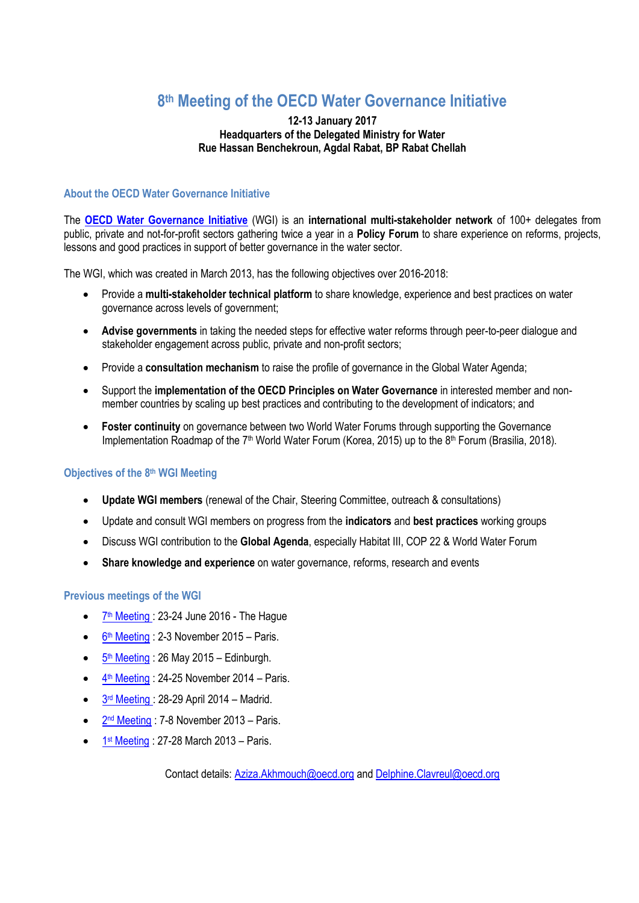# 8th Meeting of the OECD Water Governance Initiative

**12-13 January 2017**
**Headquarters of the Delegated Ministry for Water**
**Rue Hassan Benchekroun, Agdal Rabat, BP Rabat Chellah**

## About the OECD Water Governance Initiative

The **OECD Water Governance Initiative** (WGI) is an **international multi-stakeholder network** of 100+ delegates from public, private and not-for-profit sectors gathering twice a year in a **Policy Forum** to share experience on reforms, projects, lessons and good practices in support of better governance in the water sector.

The WGI, which was created in March 2013, has the following objectives over 2016-2018:

- Provide a **multi-stakeholder technical platform** to share knowledge, experience and best practices on water governance across levels of government;
- **Advise governments** in taking the needed steps for effective water reforms through peer-to-peer dialogue and stakeholder engagement across public, private and non-profit sectors;
- Provide a **consultation mechanism** to raise the profile of governance in the Global Water Agenda;
- Support the **implementation of the OECD Principles on Water Governance** in interested member and non-member countries by scaling up best practices and contributing to the development of indicators; and
- **Foster continuity** on governance between two World Water Forums through supporting the Governance Implementation Roadmap of the 7th World Water Forum (Korea, 2015) up to the 8th Forum (Brasilia, 2018).

## Objectives of the 8th WGI Meeting

- **Update WGI members** (renewal of the Chair, Steering Committee, outreach & consultations)
- Update and consult WGI members on progress from the **indicators** and **best practices** working groups
- Discuss WGI contribution to the **Global Agenda**, especially Habitat III, COP 22 & World Water Forum
- **Share knowledge and experience** on water governance, reforms, research and events

## Previous meetings of the WGI

- 7th Meeting : 23-24 June 2016 - The Hague
- 6th Meeting : 2-3 November 2015 – Paris.
- 5th Meeting : 26 May 2015 – Edinburgh.
- 4th Meeting : 24-25 November 2014 – Paris.
- 3rd Meeting : 28-29 April 2014 – Madrid.
- 2nd Meeting : 7-8 November 2013 – Paris.
- 1st Meeting : 27-28 March 2013 – Paris.

Contact details: Aziza.Akhmouch@oecd.org and Delphine.Clavreul@oecd.org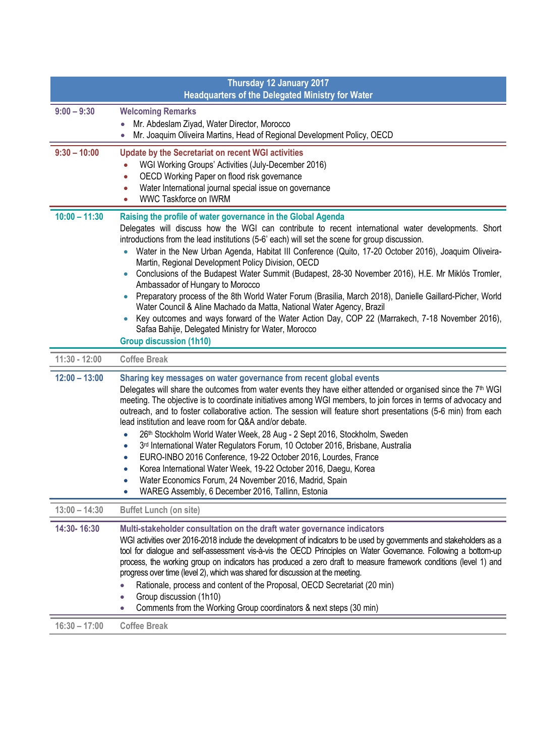| Thursday 12 January 2017<br>Headquarters of the Delegated Ministry for Water | |
|---|---|
| **9:00 – 9:30** | **Welcoming Remarks**<br>• Mr. Abdeslam Ziyad, Water Director, Morocco<br>• Mr. Joaquim Oliveira Martins, Head of Regional Development Policy, OECD |
| **9:30 – 10:00** | **Update by the Secretariat on recent WGI activities**<br>• WGI Working Groups' Activities (July-December 2016)<br>• OECD Working Paper on flood risk governance<br>• Water International journal special issue on governance<br>• WWC Taskforce on IWRM |
| **10:00 – 11:30** | **Raising the profile of water governance in the Global Agenda**<br>Delegates will discuss how the WGI can contribute to recent international water developments. Short introductions from the lead institutions (5-6' each) will set the scene for group discussion.<br>• Water in the New Urban Agenda, Habitat III Conference (Quito, 17-20 October 2016), Joaquim Oliveira-Martin, Regional Development Policy Division, OECD<br>• Conclusions of the Budapest Water Summit (Budapest, 28-30 November 2016), H.E. Mr Miklós Tromler, Ambassador of Hungary to Morocco<br>• Preparatory process of the 8th World Water Forum (Brasilia, March 2018), Danielle Gaillard-Picher, World Water Council & Aline Machado da Matta, National Water Agency, Brazil<br>• Key outcomes and ways forward of the Water Action Day, COP 22 (Marrakech, 7-18 November 2016), Safaa Bahije, Delegated Ministry for Water, Morocco<br>**Group discussion (1h10)** |
| 11:30 - 12:00 | Coffee Break |
| **12:00 – 13:00** | **Sharing key messages on water governance from recent global events**<br>Delegates will share the outcomes from water events they have either attended or organised since the 7th WGI meeting. The objective is to coordinate initiatives among WGI members, to join forces in terms of advocacy and outreach, and to foster collaborative action. The session will feature short presentations (5-6 min) from each lead institution and leave room for Q&A and/or debate.<br>• 26th Stockholm World Water Week, 28 Aug - 2 Sept 2016, Stockholm, Sweden<br>• 3rd International Water Regulators Forum, 10 October 2016, Brisbane, Australia<br>• EURO-INBO 2016 Conference, 19-22 October 2016, Lourdes, France<br>• Korea International Water Week, 19-22 October 2016, Daegu, Korea<br>• Water Economics Forum, 24 November 2016, Madrid, Spain<br>• WAREG Assembly, 6 December 2016, Tallinn, Estonia |
| 13:00 – 14:30 | Buffet Lunch (on site) |
| **14:30- 16:30** | **Multi-stakeholder consultation on the draft water governance indicators**<br>WGI activities over 2016-2018 include the development of indicators to be used by governments and stakeholders as a tool for dialogue and self-assessment vis-à-vis the OECD Principles on Water Governance. Following a bottom-up process, the working group on indicators has produced a zero draft to measure framework conditions (level 1) and progress over time (level 2), which was shared for discussion at the meeting.<br>• Rationale, process and content of the Proposal, OECD Secretariat (20 min)<br>• Group discussion (1h10)<br>• Comments from the Working Group coordinators & next steps (30 min) |
| 16:30 – 17:00 | Coffee Break |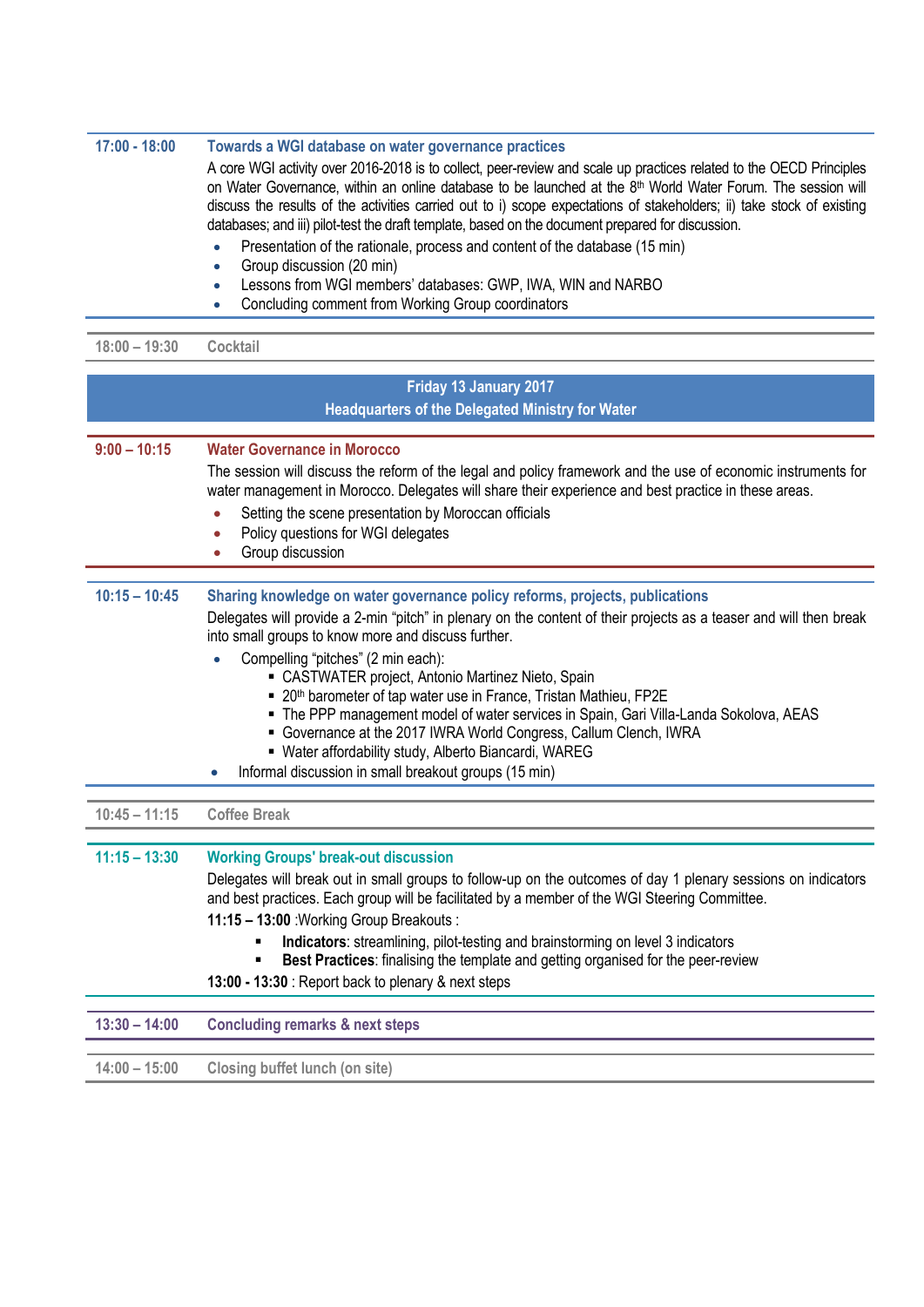**17:00 - 18:00** **Towards a WGI database on water governance practices**

A core WGI activity over 2016-2018 is to collect, peer-review and scale up practices related to the OECD Principles on Water Governance, within an online database to be launched at the 8th World Water Forum. The session will discuss the results of the activities carried out to i) scope expectations of stakeholders; ii) take stock of existing databases; and iii) pilot-test the draft template, based on the document prepared for discussion.

- Presentation of the rationale, process and content of the database (15 min)
- Group discussion (20 min)
- Lessons from WGI members' databases: GWP, IWA, WIN and NARBO
- Concluding comment from Working Group coordinators

**18:00 – 19:30** **Cocktail**

## Friday 13 January 2017
## Headquarters of the Delegated Ministry for Water

**9:00 – 10:15** **Water Governance in Morocco**

The session will discuss the reform of the legal and policy framework and the use of economic instruments for water management in Morocco. Delegates will share their experience and best practice in these areas.

- Setting the scene presentation by Moroccan officials
- Policy questions for WGI delegates
- Group discussion

**10:15 – 10:45** **Sharing knowledge on water governance policy reforms, projects, publications**

Delegates will provide a 2-min "pitch" in plenary on the content of their projects as a teaser and will then break into small groups to know more and discuss further.

- Compelling "pitches" (2 min each):
  - CASTWATER project, Antonio Martinez Nieto, Spain
  - 20th barometer of tap water use in France, Tristan Mathieu, FP2E
  - The PPP management model of water services in Spain, Gari Villa-Landa Sokolova, AEAS
  - Governance at the 2017 IWRA World Congress, Callum Clench, IWRA
  - Water affordability study, Alberto Biancardi, WAREG
- Informal discussion in small breakout groups (15 min)

**10:45 – 11:15** **Coffee Break**

**11:15 – 13:30** **Working Groups' break-out discussion**

Delegates will break out in small groups to follow-up on the outcomes of day 1 plenary sessions on indicators and best practices. Each group will be facilitated by a member of the WGI Steering Committee.

**11:15 – 13:00** :Working Group Breakouts :

- **Indicators**: streamlining, pilot-testing and brainstorming on level 3 indicators
- **Best Practices**: finalising the template and getting organised for the peer-review

**13:00 - 13:30** : Report back to plenary & next steps

**13:30 – 14:00** **Concluding remarks & next steps**

**14:00 – 15:00** **Closing buffet lunch (on site)**